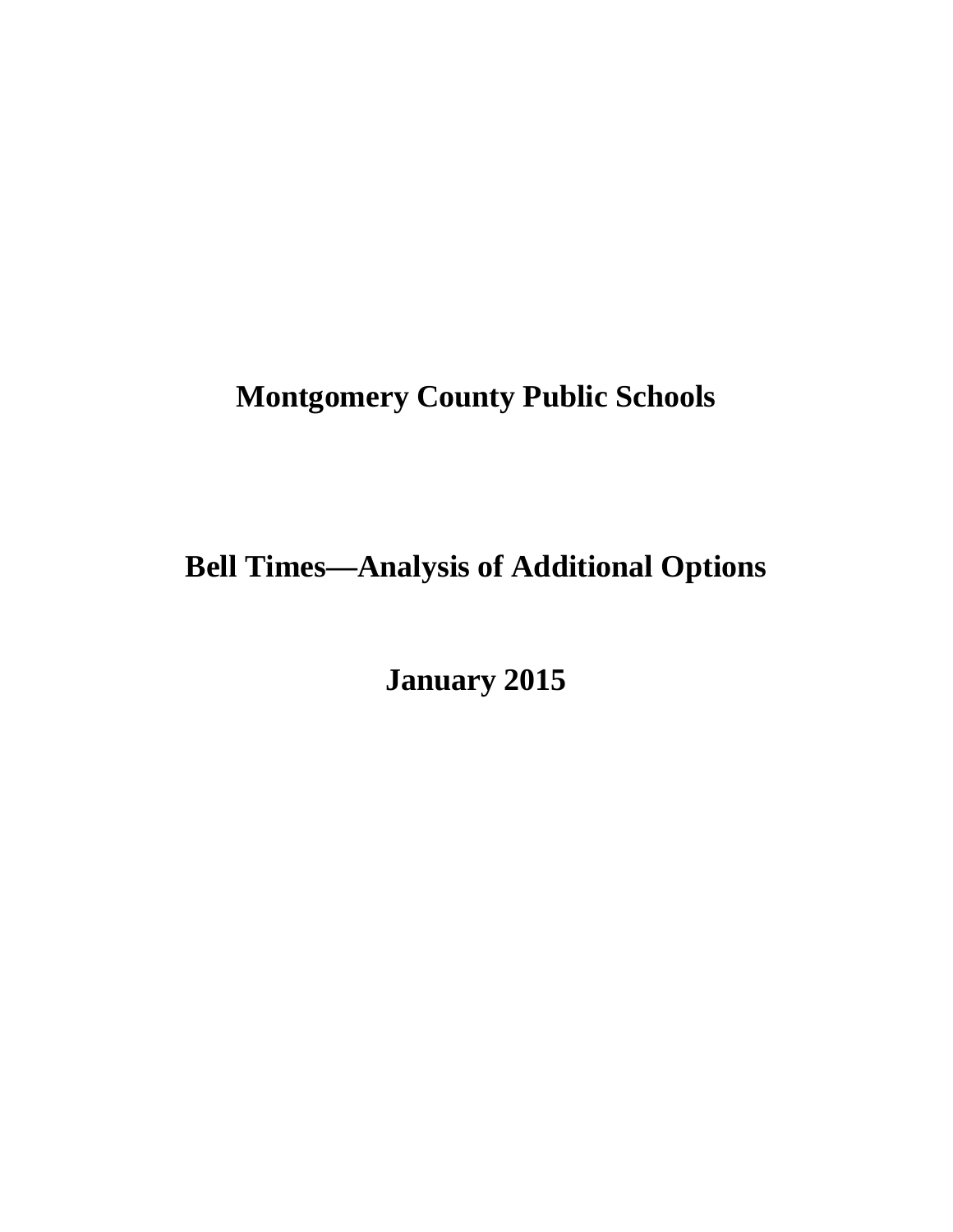# Montgomery County Public Schools

# Bell Times—Analysis of Additional Options

# January 2015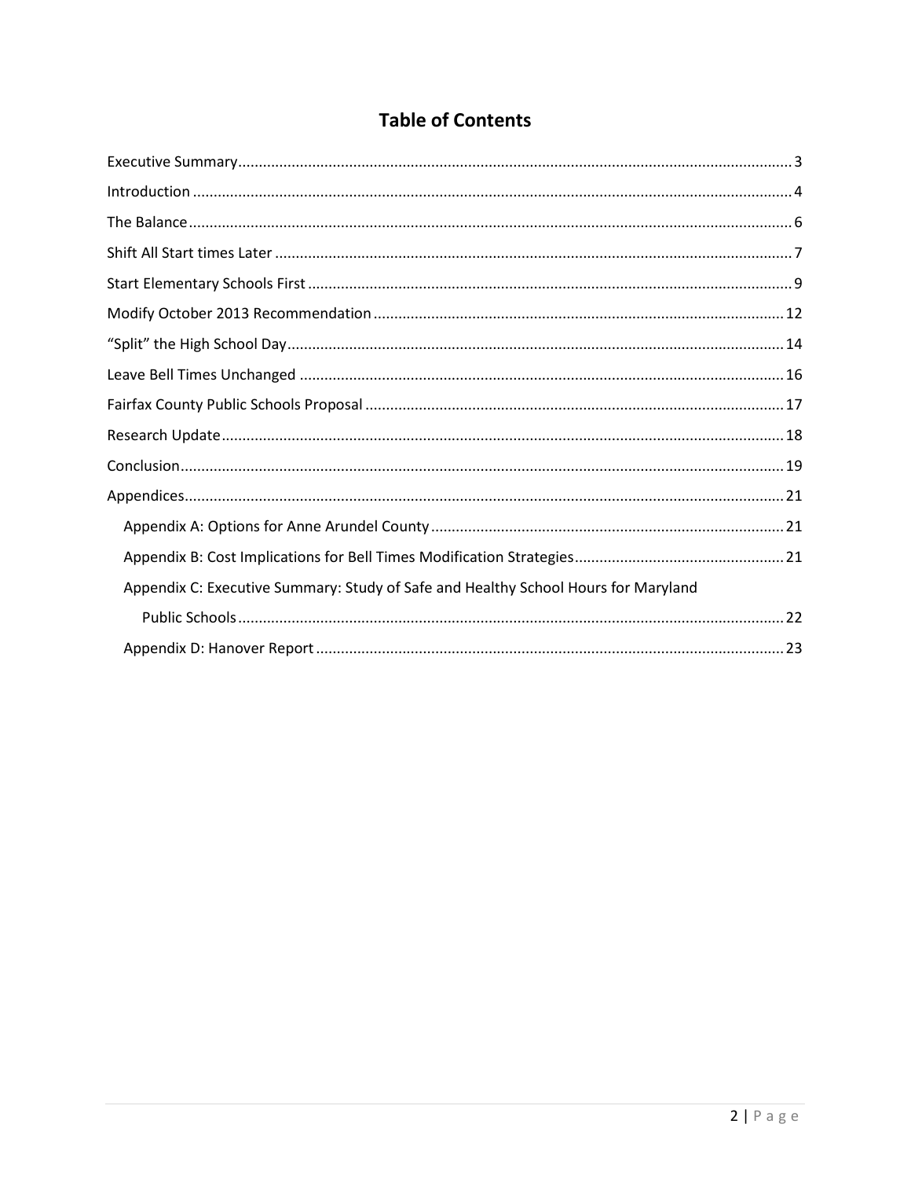# Table of Contents

Executive Summary ..... 3

Introduction ..... 4

The Balance ..... 6

Shift All Start times Later ..... 7

Start Elementary Schools First ..... 9

Modify October 2013 Recommendation ..... 12

"Split" the High School Day ..... 14

Leave Bell Times Unchanged ..... 16

Fairfax County Public Schools Proposal ..... 17

Research Update ..... 18

Conclusion ..... 19

Appendices ..... 21

- Appendix A: Options for Anne Arundel County ..... 21
- Appendix B: Cost Implications for Bell Times Modification Strategies ..... 21
- Appendix C: Executive Summary: Study of Safe and Healthy School Hours for Maryland Public Schools ..... 22
- Appendix D: Hanover Report ..... 23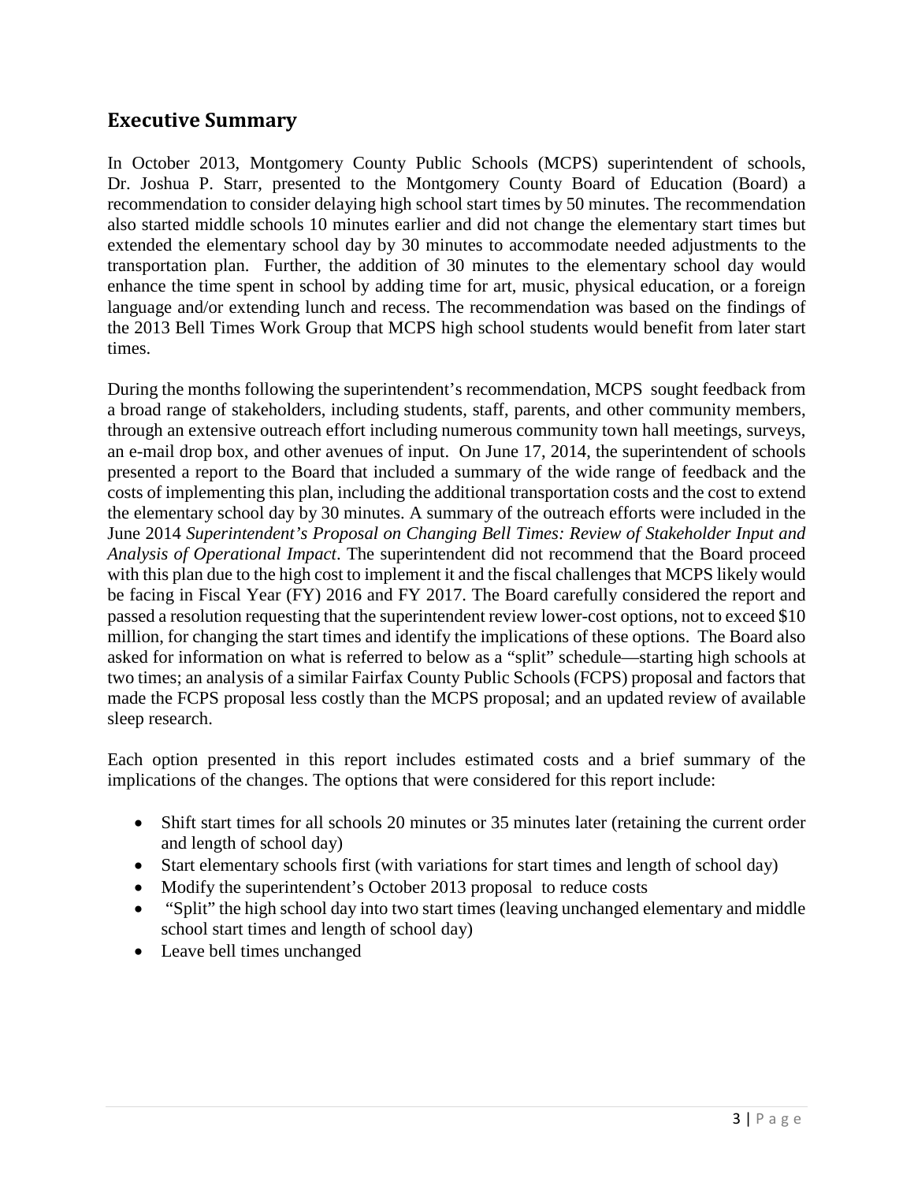## Executive Summary

In October 2013, Montgomery County Public Schools (MCPS) superintendent of schools, Dr. Joshua P. Starr, presented to the Montgomery County Board of Education (Board) a recommendation to consider delaying high school start times by 50 minutes. The recommendation also started middle schools 10 minutes earlier and did not change the elementary start times but extended the elementary school day by 30 minutes to accommodate needed adjustments to the transportation plan. Further, the addition of 30 minutes to the elementary school day would enhance the time spent in school by adding time for art, music, physical education, or a foreign language and/or extending lunch and recess. The recommendation was based on the findings of the 2013 Bell Times Work Group that MCPS high school students would benefit from later start times.

During the months following the superintendent's recommendation, MCPS sought feedback from a broad range of stakeholders, including students, staff, parents, and other community members, through an extensive outreach effort including numerous community town hall meetings, surveys, an e-mail drop box, and other avenues of input. On June 17, 2014, the superintendent of schools presented a report to the Board that included a summary of the wide range of feedback and the costs of implementing this plan, including the additional transportation costs and the cost to extend the elementary school day by 30 minutes. A summary of the outreach efforts were included in the June 2014 *Superintendent's Proposal on Changing Bell Times: Review of Stakeholder Input and Analysis of Operational Impact*. The superintendent did not recommend that the Board proceed with this plan due to the high cost to implement it and the fiscal challenges that MCPS likely would be facing in Fiscal Year (FY) 2016 and FY 2017. The Board carefully considered the report and passed a resolution requesting that the superintendent review lower-cost options, not to exceed $10 million, for changing the start times and identify the implications of these options. The Board also asked for information on what is referred to below as a "split" schedule—starting high schools at two times; an analysis of a similar Fairfax County Public Schools (FCPS) proposal and factors that made the FCPS proposal less costly than the MCPS proposal; and an updated review of available sleep research.

Each option presented in this report includes estimated costs and a brief summary of the implications of the changes. The options that were considered for this report include:

- Shift start times for all schools 20 minutes or 35 minutes later (retaining the current order and length of school day)
- Start elementary schools first (with variations for start times and length of school day)
- Modify the superintendent's October 2013 proposal to reduce costs
- "Split" the high school day into two start times (leaving unchanged elementary and middle school start times and length of school day)
- Leave bell times unchanged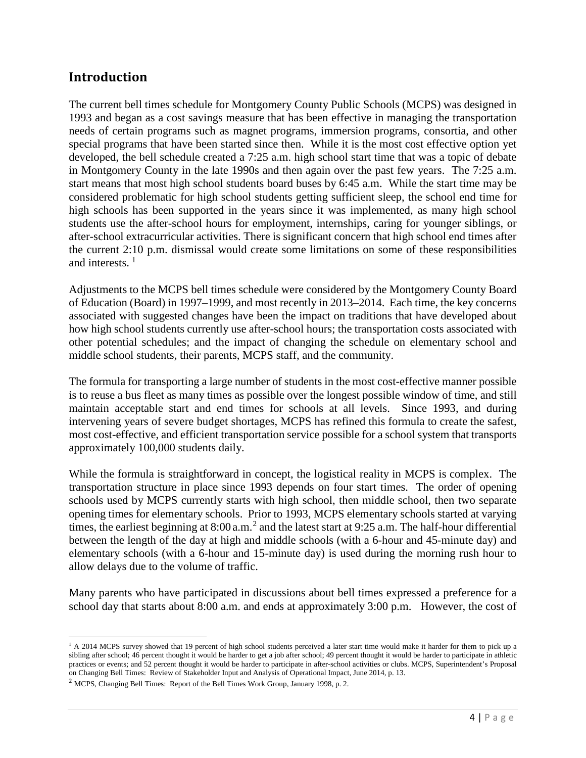## Introduction

The current bell times schedule for Montgomery County Public Schools (MCPS) was designed in 1993 and began as a cost savings measure that has been effective in managing the transportation needs of certain programs such as magnet programs, immersion programs, consortia, and other special programs that have been started since then. While it is the most cost effective option yet developed, the bell schedule created a 7:25 a.m. high school start time that was a topic of debate in Montgomery County in the late 1990s and then again over the past few years. The 7:25 a.m. start means that most high school students board buses by 6:45 a.m. While the start time may be considered problematic for high school students getting sufficient sleep, the school end time for high schools has been supported in the years since it was implemented, as many high school students use the after-school hours for employment, internships, caring for younger siblings, or after-school extracurricular activities. There is significant concern that high school end times after the current 2:10 p.m. dismissal would create some limitations on some of these responsibilities and interests. [1]

Adjustments to the MCPS bell times schedule were considered by the Montgomery County Board of Education (Board) in 1997–1999, and most recently in 2013–2014. Each time, the key concerns associated with suggested changes have been the impact on traditions that have developed about how high school students currently use after-school hours; the transportation costs associated with other potential schedules; and the impact of changing the schedule on elementary school and middle school students, their parents, MCPS staff, and the community.

The formula for transporting a large number of students in the most cost-effective manner possible is to reuse a bus fleet as many times as possible over the longest possible window of time, and still maintain acceptable start and end times for schools at all levels. Since 1993, and during intervening years of severe budget shortages, MCPS has refined this formula to create the safest, most cost-effective, and efficient transportation service possible for a school system that transports approximately 100,000 students daily.

While the formula is straightforward in concept, the logistical reality in MCPS is complex. The transportation structure in place since 1993 depends on four start times. The order of opening schools used by MCPS currently starts with high school, then middle school, then two separate opening times for elementary schools. Prior to 1993, MCPS elementary schools started at varying times, the earliest beginning at 8:00 a.m.[2] and the latest start at 9:25 a.m. The half-hour differential between the length of the day at high and middle schools (with a 6-hour and 45-minute day) and elementary schools (with a 6-hour and 15-minute day) is used during the morning rush hour to allow delays due to the volume of traffic.

Many parents who have participated in discussions about bell times expressed a preference for a school day that starts about 8:00 a.m. and ends at approximately 3:00 p.m. However, the cost of

---

[1] A 2014 MCPS survey showed that 19 percent of high school students perceived a later start time would make it harder for them to pick up a sibling after school; 46 percent thought it would be harder to get a job after school; 49 percent thought it would be harder to participate in athletic practices or events; and 52 percent thought it would be harder to participate in after-school activities or clubs. MCPS, Superintendent's Proposal on Changing Bell Times: Review of Stakeholder Input and Analysis of Operational Impact, June 2014, p. 13.

[2] MCPS, Changing Bell Times: Report of the Bell Times Work Group, January 1998, p. 2.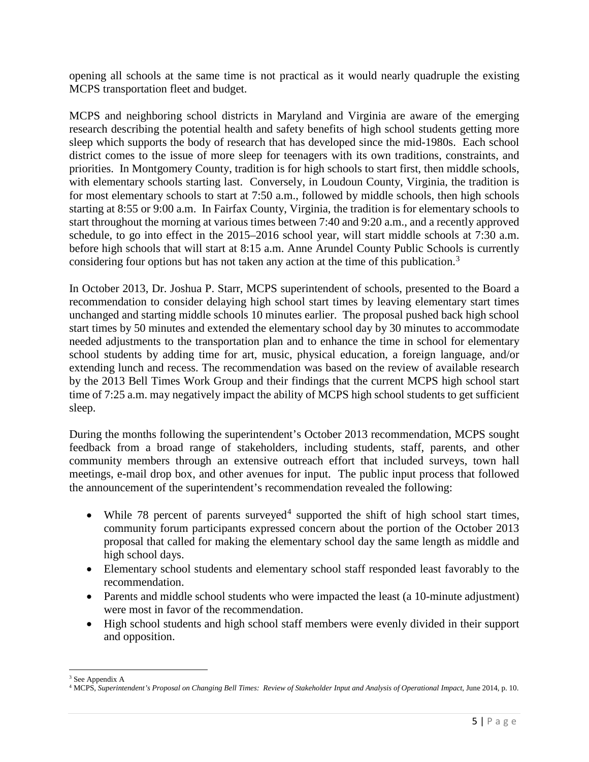opening all schools at the same time is not practical as it would nearly quadruple the existing MCPS transportation fleet and budget.

MCPS and neighboring school districts in Maryland and Virginia are aware of the emerging research describing the potential health and safety benefits of high school students getting more sleep which supports the body of research that has developed since the mid-1980s. Each school district comes to the issue of more sleep for teenagers with its own traditions, constraints, and priorities. In Montgomery County, tradition is for high schools to start first, then middle schools, with elementary schools starting last. Conversely, in Loudoun County, Virginia, the tradition is for most elementary schools to start at 7:50 a.m., followed by middle schools, then high schools starting at 8:55 or 9:00 a.m. In Fairfax County, Virginia, the tradition is for elementary schools to start throughout the morning at various times between 7:40 and 9:20 a.m., and a recently approved schedule, to go into effect in the 2015–2016 school year, will start middle schools at 7:30 a.m. before high schools that will start at 8:15 a.m. Anne Arundel County Public Schools is currently considering four options but has not taken any action at the time of this publication.[3]

In October 2013, Dr. Joshua P. Starr, MCPS superintendent of schools, presented to the Board a recommendation to consider delaying high school start times by leaving elementary start times unchanged and starting middle schools 10 minutes earlier. The proposal pushed back high school start times by 50 minutes and extended the elementary school day by 30 minutes to accommodate needed adjustments to the transportation plan and to enhance the time in school for elementary school students by adding time for art, music, physical education, a foreign language, and/or extending lunch and recess. The recommendation was based on the review of available research by the 2013 Bell Times Work Group and their findings that the current MCPS high school start time of 7:25 a.m. may negatively impact the ability of MCPS high school students to get sufficient sleep.

During the months following the superintendent's October 2013 recommendation, MCPS sought feedback from a broad range of stakeholders, including students, staff, parents, and other community members through an extensive outreach effort that included surveys, town hall meetings, e-mail drop box, and other avenues for input. The public input process that followed the announcement of the superintendent's recommendation revealed the following:

- While 78 percent of parents surveyed[4] supported the shift of high school start times, community forum participants expressed concern about the portion of the October 2013 proposal that called for making the elementary school day the same length as middle and high school days.
- Elementary school students and elementary school staff responded least favorably to the recommendation.
- Parents and middle school students who were impacted the least (a 10-minute adjustment) were most in favor of the recommendation.
- High school students and high school staff members were evenly divided in their support and opposition.

[3] See Appendix A

[4] MCPS, *Superintendent's Proposal on Changing Bell Times: Review of Stakeholder Input and Analysis of Operational Impact*, June 2014, p. 10.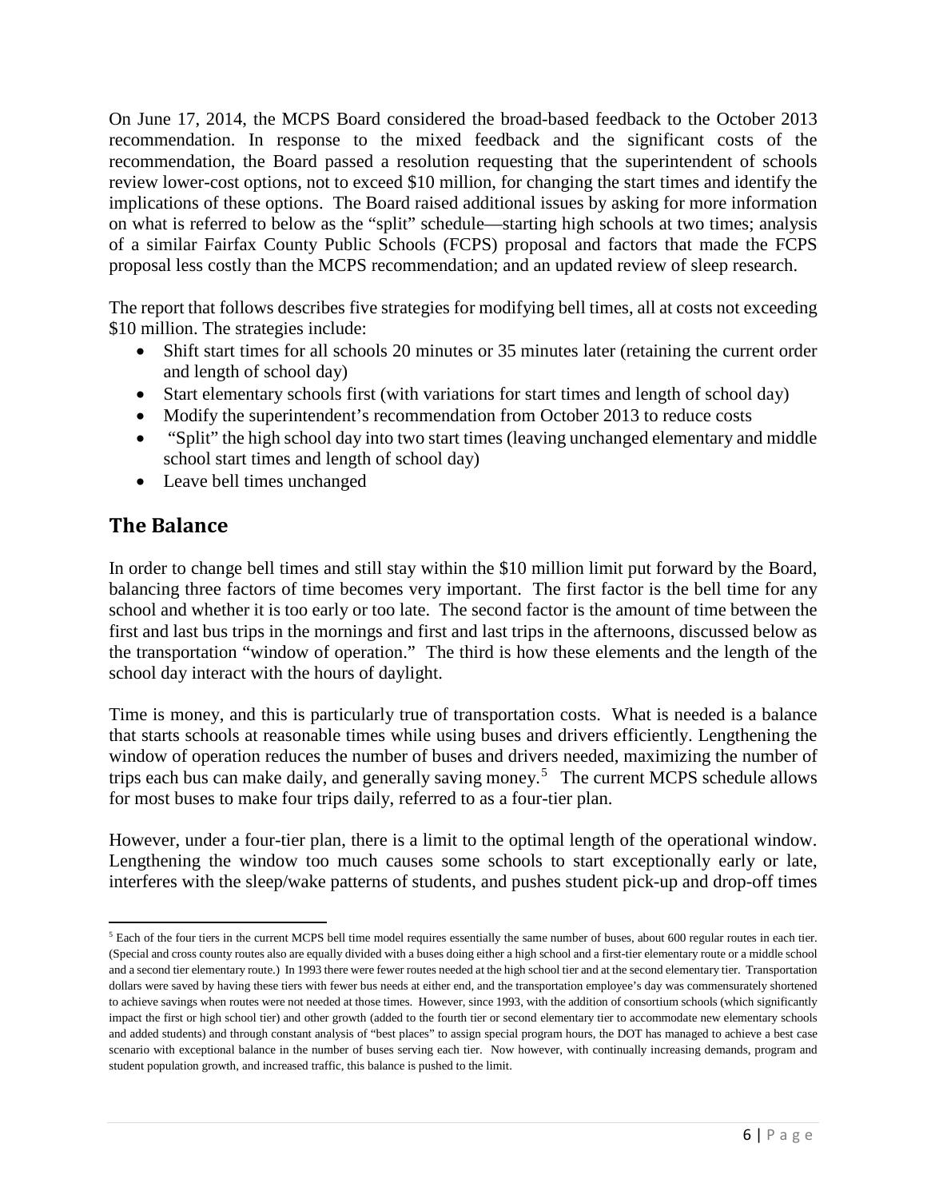On June 17, 2014, the MCPS Board considered the broad-based feedback to the October 2013 recommendation. In response to the mixed feedback and the significant costs of the recommendation, the Board passed a resolution requesting that the superintendent of schools review lower-cost options, not to exceed $10 million, for changing the start times and identify the implications of these options. The Board raised additional issues by asking for more information on what is referred to below as the "split" schedule—starting high schools at two times; analysis of a similar Fairfax County Public Schools (FCPS) proposal and factors that made the FCPS proposal less costly than the MCPS recommendation; and an updated review of sleep research.

The report that follows describes five strategies for modifying bell times, all at costs not exceeding $10 million. The strategies include:

- Shift start times for all schools 20 minutes or 35 minutes later (retaining the current order and length of school day)
- Start elementary schools first (with variations for start times and length of school day)
- Modify the superintendent's recommendation from October 2013 to reduce costs
- "Split" the high school day into two start times (leaving unchanged elementary and middle school start times and length of school day)
- Leave bell times unchanged

## The Balance

In order to change bell times and still stay within the $10 million limit put forward by the Board, balancing three factors of time becomes very important. The first factor is the bell time for any school and whether it is too early or too late. The second factor is the amount of time between the first and last bus trips in the mornings and first and last trips in the afternoons, discussed below as the transportation "window of operation." The third is how these elements and the length of the school day interact with the hours of daylight.

Time is money, and this is particularly true of transportation costs. What is needed is a balance that starts schools at reasonable times while using buses and drivers efficiently. Lengthening the window of operation reduces the number of buses and drivers needed, maximizing the number of trips each bus can make daily, and generally saving money.[5] The current MCPS schedule allows for most buses to make four trips daily, referred to as a four-tier plan.

However, under a four-tier plan, there is a limit to the optimal length of the operational window. Lengthening the window too much causes some schools to start exceptionally early or late, interferes with the sleep/wake patterns of students, and pushes student pick-up and drop-off times

[5] Each of the four tiers in the current MCPS bell time model requires essentially the same number of buses, about 600 regular routes in each tier. (Special and cross county routes also are equally divided with a buses doing either a high school and a first-tier elementary route or a middle school and a second tier elementary route.) In 1993 there were fewer routes needed at the high school tier and at the second elementary tier. Transportation dollars were saved by having these tiers with fewer bus needs at either end, and the transportation employee's day was commensurately shortened to achieve savings when routes were not needed at those times. However, since 1993, with the addition of consortium schools (which significantly impact the first or high school tier) and other growth (added to the fourth tier or second elementary tier to accommodate new elementary schools and added students) and through constant analysis of "best places" to assign special program hours, the DOT has managed to achieve a best case scenario with exceptional balance in the number of buses serving each tier. Now however, with continually increasing demands, program and student population growth, and increased traffic, this balance is pushed to the limit.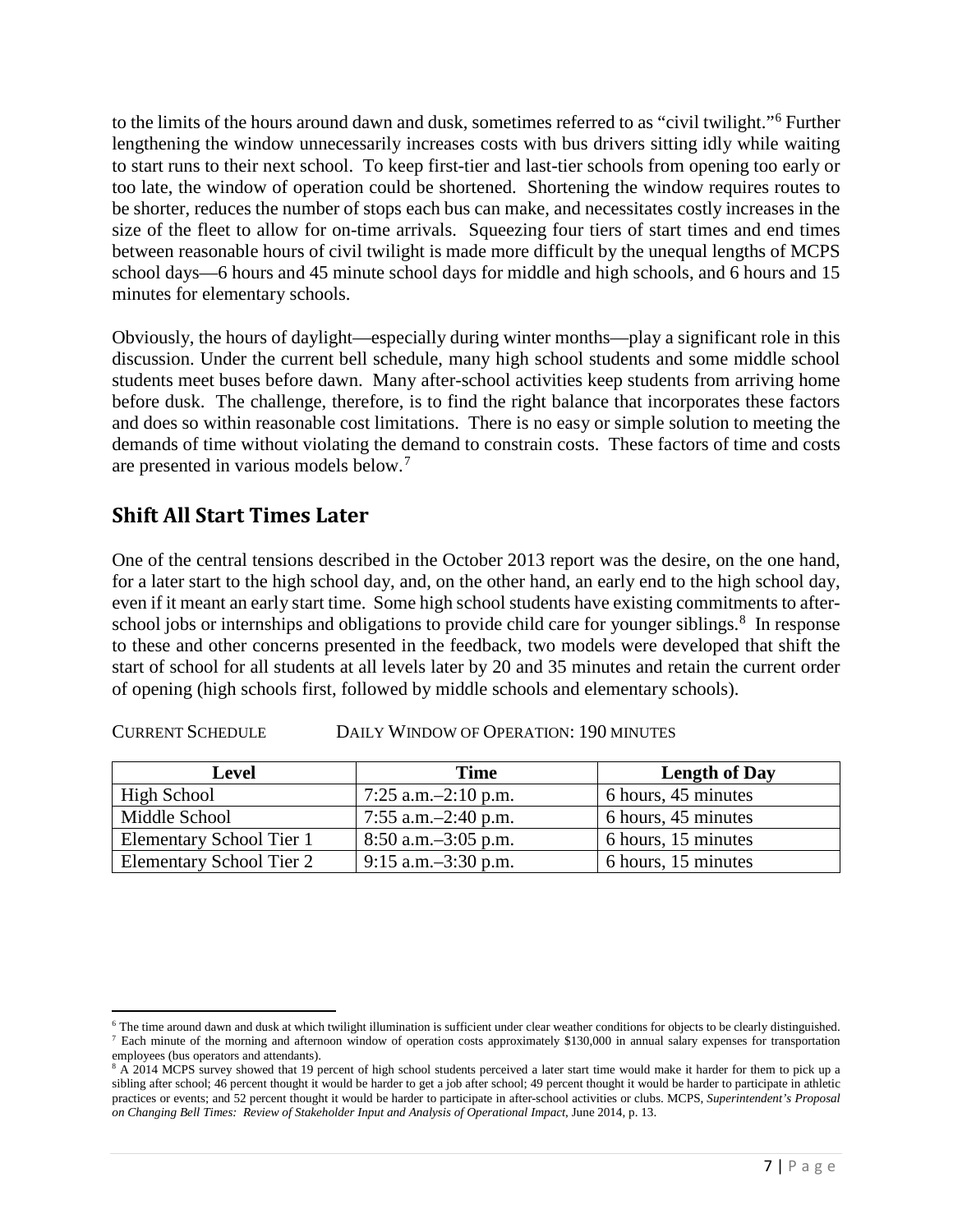to the limits of the hours around dawn and dusk, sometimes referred to as "civil twilight."[6] Further lengthening the window unnecessarily increases costs with bus drivers sitting idly while waiting to start runs to their next school. To keep first-tier and last-tier schools from opening too early or too late, the window of operation could be shortened. Shortening the window requires routes to be shorter, reduces the number of stops each bus can make, and necessitates costly increases in the size of the fleet to allow for on-time arrivals. Squeezing four tiers of start times and end times between reasonable hours of civil twilight is made more difficult by the unequal lengths of MCPS school days—6 hours and 45 minute school days for middle and high schools, and 6 hours and 15 minutes for elementary schools.

Obviously, the hours of daylight—especially during winter months—play a significant role in this discussion. Under the current bell schedule, many high school students and some middle school students meet buses before dawn. Many after-school activities keep students from arriving home before dusk. The challenge, therefore, is to find the right balance that incorporates these factors and does so within reasonable cost limitations. There is no easy or simple solution to meeting the demands of time without violating the demand to constrain costs. These factors of time and costs are presented in various models below.[7]

## Shift All Start Times Later

One of the central tensions described in the October 2013 report was the desire, on the one hand, for a later start to the high school day, and, on the other hand, an early end to the high school day, even if it meant an early start time. Some high school students have existing commitments to after-school jobs or internships and obligations to provide child care for younger siblings.[8] In response to these and other concerns presented in the feedback, two models were developed that shift the start of school for all students at all levels later by 20 and 35 minutes and retain the current order of opening (high schools first, followed by middle schools and elementary schools).

CURRENT SCHEDULE DAILY WINDOW OF OPERATION: 190 MINUTES

| Level | Time | Length of Day |
|---|---|---|
| High School | 7:25 a.m.–2:10 p.m. | 6 hours, 45 minutes |
| Middle School | 7:55 a.m.–2:40 p.m. | 6 hours, 45 minutes |
| Elementary School Tier 1 | 8:50 a.m.–3:05 p.m. | 6 hours, 15 minutes |
| Elementary School Tier 2 | 9:15 a.m.–3:30 p.m. | 6 hours, 15 minutes |

---

[6] The time around dawn and dusk at which twilight illumination is sufficient under clear weather conditions for objects to be clearly distinguished.

[7] Each minute of the morning and afternoon window of operation costs approximately $130,000 in annual salary expenses for transportation employees (bus operators and attendants).

[8] A 2014 MCPS survey showed that 19 percent of high school students perceived a later start time would make it harder for them to pick up a sibling after school; 46 percent thought it would be harder to get a job after school; 49 percent thought it would be harder to participate in athletic practices or events; and 52 percent thought it would be harder to participate in after-school activities or clubs. MCPS, *Superintendent's Proposal on Changing Bell Times: Review of Stakeholder Input and Analysis of Operational Impact*, June 2014, p. 13.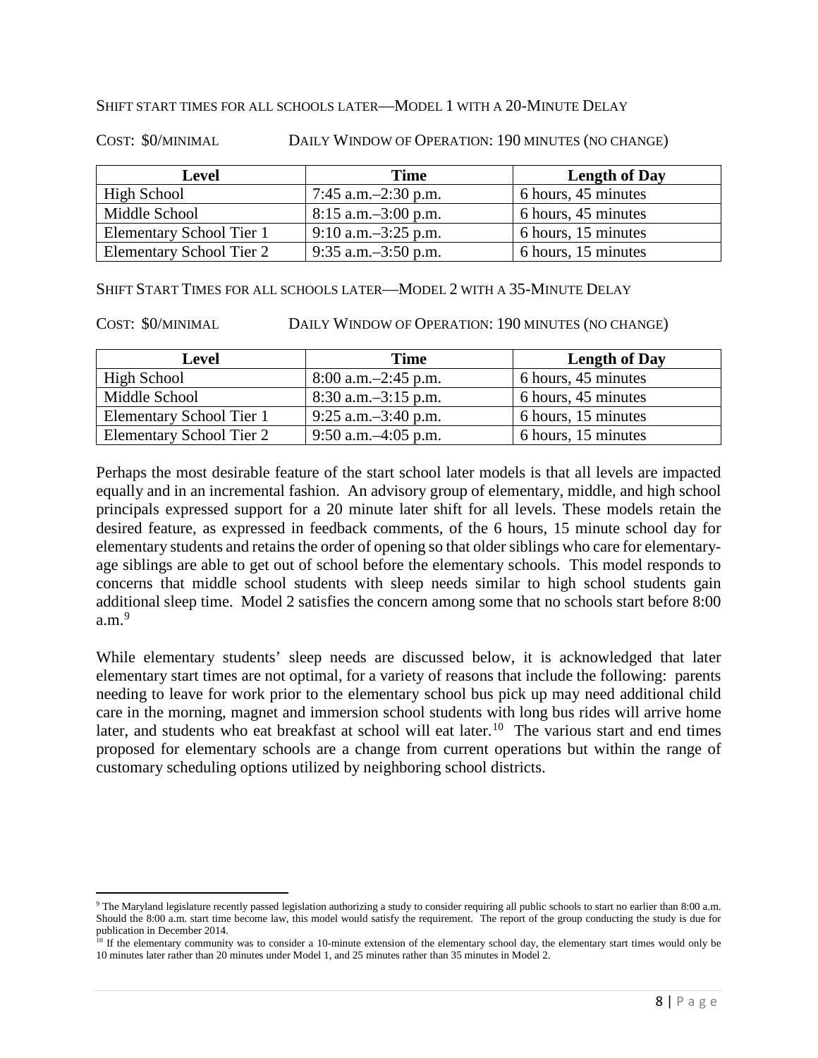SHIFT START TIMES FOR ALL SCHOOLS LATER—MODEL 1 WITH A 20-MINUTE DELAY

COST: $0/MINIMAL DAILY WINDOW OF OPERATION: 190 MINUTES (NO CHANGE)

| Level | Time | Length of Day |
|---|---|---|
| High School | 7:45 a.m.–2:30 p.m. | 6 hours, 45 minutes |
| Middle School | 8:15 a.m.–3:00 p.m. | 6 hours, 45 minutes |
| Elementary School Tier 1 | 9:10 a.m.–3:25 p.m. | 6 hours, 15 minutes |
| Elementary School Tier 2 | 9:35 a.m.–3:50 p.m. | 6 hours, 15 minutes |

SHIFT START TIMES FOR ALL SCHOOLS LATER—MODEL 2 WITH A 35-MINUTE DELAY

COST: $0/MINIMAL DAILY WINDOW OF OPERATION: 190 MINUTES (NO CHANGE)

| Level | Time | Length of Day |
|---|---|---|
| High School | 8:00 a.m.–2:45 p.m. | 6 hours, 45 minutes |
| Middle School | 8:30 a.m.–3:15 p.m. | 6 hours, 45 minutes |
| Elementary School Tier 1 | 9:25 a.m.–3:40 p.m. | 6 hours, 15 minutes |
| Elementary School Tier 2 | 9:50 a.m.–4:05 p.m. | 6 hours, 15 minutes |

Perhaps the most desirable feature of the start school later models is that all levels are impacted equally and in an incremental fashion. An advisory group of elementary, middle, and high school principals expressed support for a 20 minute later shift for all levels. These models retain the desired feature, as expressed in feedback comments, of the 6 hours, 15 minute school day for elementary students and retains the order of opening so that older siblings who care for elementary-age siblings are able to get out of school before the elementary schools. This model responds to concerns that middle school students with sleep needs similar to high school students gain additional sleep time. Model 2 satisfies the concern among some that no schools start before 8:00 a.m.[9]

While elementary students' sleep needs are discussed below, it is acknowledged that later elementary start times are not optimal, for a variety of reasons that include the following: parents needing to leave for work prior to the elementary school bus pick up may need additional child care in the morning, magnet and immersion school students with long bus rides will arrive home later, and students who eat breakfast at school will eat later.[10] The various start and end times proposed for elementary schools are a change from current operations but within the range of customary scheduling options utilized by neighboring school districts.

[9] The Maryland legislature recently passed legislation authorizing a study to consider requiring all public schools to start no earlier than 8:00 a.m. Should the 8:00 a.m. start time become law, this model would satisfy the requirement. The report of the group conducting the study is due for publication in December 2014.

[10] If the elementary community was to consider a 10-minute extension of the elementary school day, the elementary start times would only be 10 minutes later rather than 20 minutes under Model 1, and 25 minutes rather than 35 minutes in Model 2.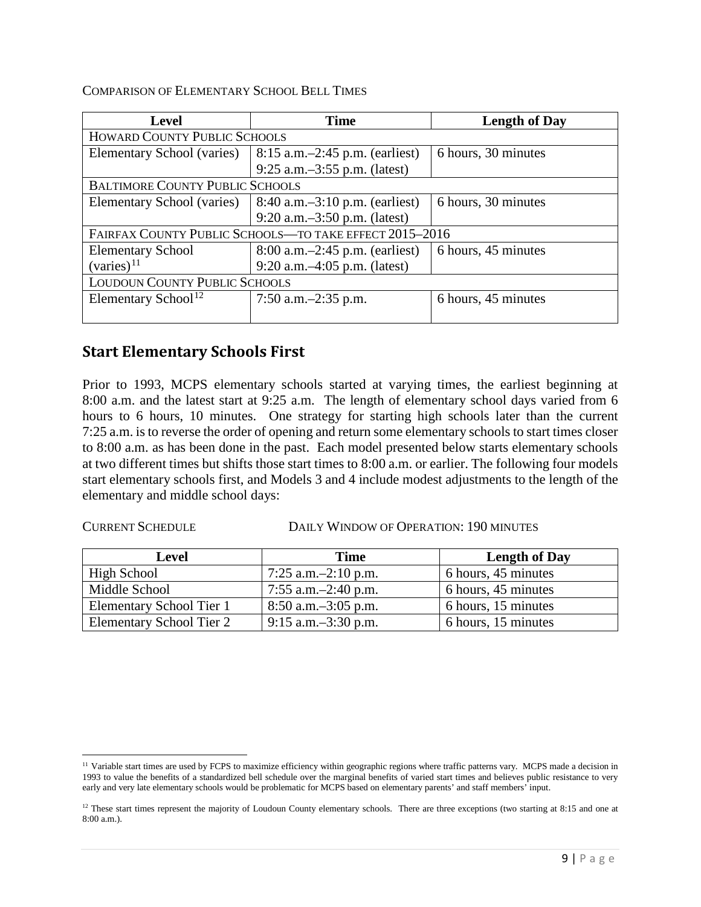COMPARISON OF ELEMENTARY SCHOOL BELL TIMES

| Level | Time | Length of Day |
|---|---|---|
| HOWARD COUNTY PUBLIC SCHOOLS | | |
| Elementary School (varies) | 8:15 a.m.–2:45 p.m. (earliest)<br>9:25 a.m.–3:55 p.m. (latest) | 6 hours, 30 minutes |
| BALTIMORE COUNTY PUBLIC SCHOOLS | | |
| Elementary School (varies) | 8:40 a.m.–3:10 p.m. (earliest)<br>9:20 a.m.–3:50 p.m. (latest) | 6 hours, 30 minutes |
| FAIRFAX COUNTY PUBLIC SCHOOLS—TO TAKE EFFECT 2015–2016 | | |
| Elementary School (varies)[11] | 8:00 a.m.–2:45 p.m. (earliest)<br>9:20 a.m.–4:05 p.m. (latest) | 6 hours, 45 minutes |
| LOUDOUN COUNTY PUBLIC SCHOOLS | | |
| Elementary School[12] | 7:50 a.m.–2:35 p.m. | 6 hours, 45 minutes |

## Start Elementary Schools First

Prior to 1993, MCPS elementary schools started at varying times, the earliest beginning at 8:00 a.m. and the latest start at 9:25 a.m. The length of elementary school days varied from 6 hours to 6 hours, 10 minutes. One strategy for starting high schools later than the current 7:25 a.m. is to reverse the order of opening and return some elementary schools to start times closer to 8:00 a.m. as has been done in the past. Each model presented below starts elementary schools at two different times but shifts those start times to 8:00 a.m. or earlier. The following four models start elementary schools first, and Models 3 and 4 include modest adjustments to the length of the elementary and middle school days:

CURRENT SCHEDULE DAILY WINDOW OF OPERATION: 190 MINUTES

| Level | Time | Length of Day |
|---|---|---|
| High School | 7:25 a.m.–2:10 p.m. | 6 hours, 45 minutes |
| Middle School | 7:55 a.m.–2:40 p.m. | 6 hours, 45 minutes |
| Elementary School Tier 1 | 8:50 a.m.–3:05 p.m. | 6 hours, 15 minutes |
| Elementary School Tier 2 | 9:15 a.m.–3:30 p.m. | 6 hours, 15 minutes |

[11] Variable start times are used by FCPS to maximize efficiency within geographic regions where traffic patterns vary. MCPS made a decision in 1993 to value the benefits of a standardized bell schedule over the marginal benefits of varied start times and believes public resistance to very early and very late elementary schools would be problematic for MCPS based on elementary parents' and staff members' input.

[12] These start times represent the majority of Loudoun County elementary schools. There are three exceptions (two starting at 8:15 and one at 8:00 a.m.).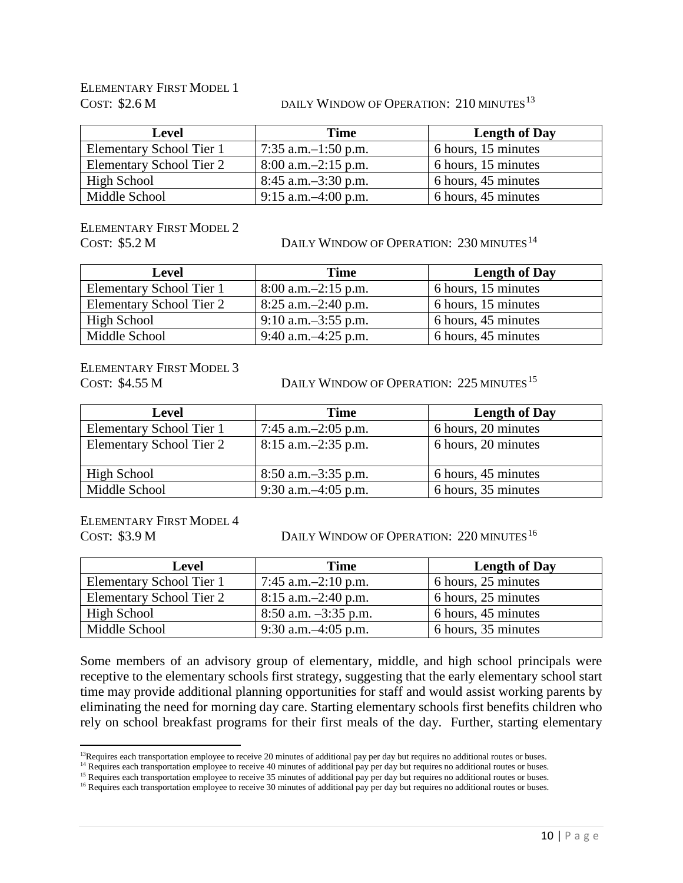ELEMENTARY FIRST MODEL 1

COST: $2.6 M DAILY WINDOW OF OPERATION: 210 MINUTES[13]

| Level | Time | Length of Day |
|---|---|---|
| Elementary School Tier 1 | 7:35 a.m.–1:50 p.m. | 6 hours, 15 minutes |
| Elementary School Tier 2 | 8:00 a.m.–2:15 p.m. | 6 hours, 15 minutes |
| High School | 8:45 a.m.–3:30 p.m. | 6 hours, 45 minutes |
| Middle School | 9:15 a.m.–4:00 p.m. | 6 hours, 45 minutes |

ELEMENTARY FIRST MODEL 2

COST: $5.2 M DAILY WINDOW OF OPERATION: 230 MINUTES[14]

| Level | Time | Length of Day |
|---|---|---|
| Elementary School Tier 1 | 8:00 a.m.–2:15 p.m. | 6 hours, 15 minutes |
| Elementary School Tier 2 | 8:25 a.m.–2:40 p.m. | 6 hours, 15 minutes |
| High School | 9:10 a.m.–3:55 p.m. | 6 hours, 45 minutes |
| Middle School | 9:40 a.m.–4:25 p.m. | 6 hours, 45 minutes |

ELEMENTARY FIRST MODEL 3

COST: $4.55 M DAILY WINDOW OF OPERATION: 225 MINUTES[15]

| Level | Time | Length of Day |
|---|---|---|
| Elementary School Tier 1 | 7:45 a.m.–2:05 p.m. | 6 hours, 20 minutes |
| Elementary School Tier 2 | 8:15 a.m.–2:35 p.m. | 6 hours, 20 minutes |
| High School | 8:50 a.m.–3:35 p.m. | 6 hours, 45 minutes |
| Middle School | 9:30 a.m.–4:05 p.m. | 6 hours, 35 minutes |

ELEMENTARY FIRST MODEL 4

COST: $3.9 M DAILY WINDOW OF OPERATION: 220 MINUTES[16]

| Level | Time | Length of Day |
|---|---|---|
| Elementary School Tier 1 | 7:45 a.m.–2:10 p.m. | 6 hours, 25 minutes |
| Elementary School Tier 2 | 8:15 a.m.–2:40 p.m. | 6 hours, 25 minutes |
| High School | 8:50 a.m. –3:35 p.m. | 6 hours, 45 minutes |
| Middle School | 9:30 a.m.–4:05 p.m. | 6 hours, 35 minutes |

Some members of an advisory group of elementary, middle, and high school principals were receptive to the elementary schools first strategy, suggesting that the early elementary school start time may provide additional planning opportunities for staff and would assist working parents by eliminating the need for morning day care. Starting elementary schools first benefits children who rely on school breakfast programs for their first meals of the day. Further, starting elementary

[13] Requires each transportation employee to receive 20 minutes of additional pay per day but requires no additional routes or buses.

[14] Requires each transportation employee to receive 40 minutes of additional pay per day but requires no additional routes or buses.

[15] Requires each transportation employee to receive 35 minutes of additional pay per day but requires no additional routes or buses.

[16] Requires each transportation employee to receive 30 minutes of additional pay per day but requires no additional routes or buses.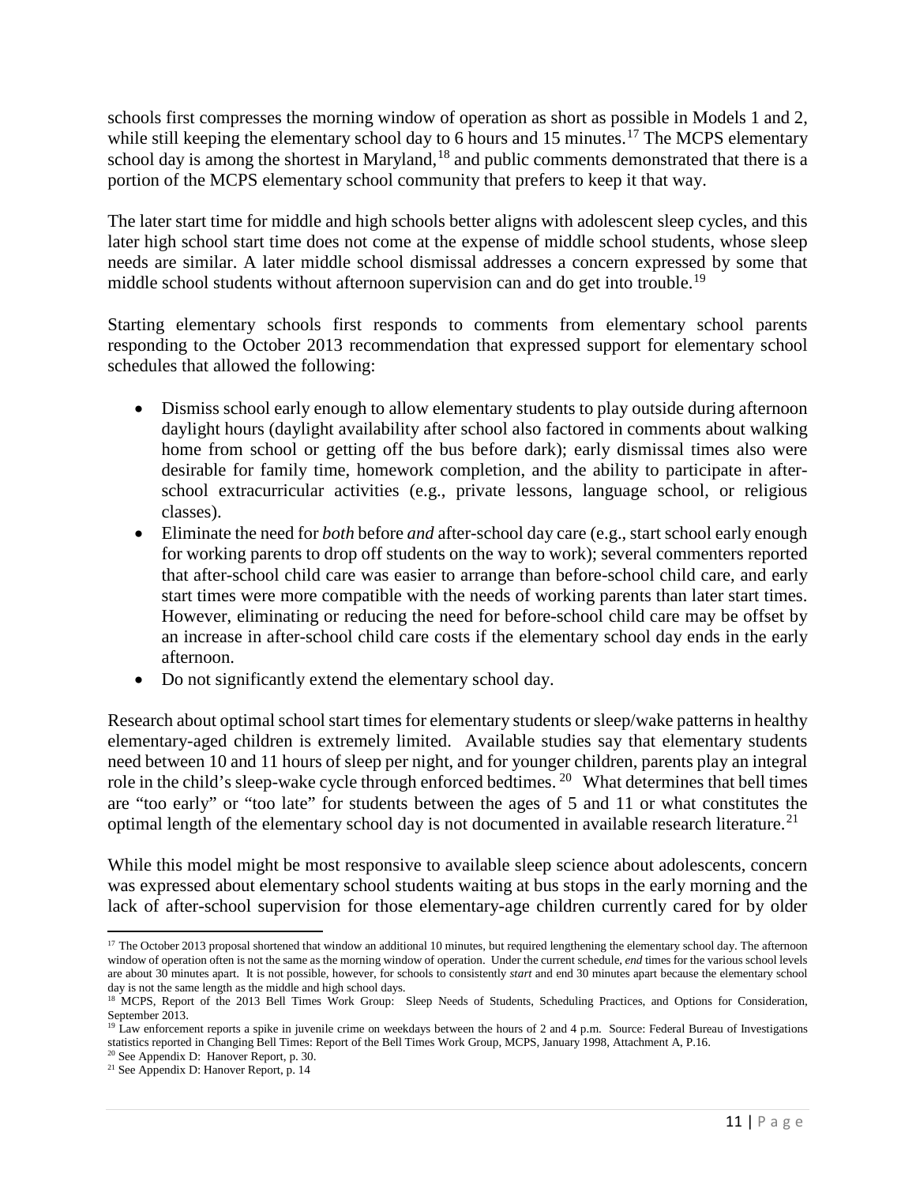schools first compresses the morning window of operation as short as possible in Models 1 and 2, while still keeping the elementary school day to 6 hours and 15 minutes.[17] The MCPS elementary school day is among the shortest in Maryland,[18] and public comments demonstrated that there is a portion of the MCPS elementary school community that prefers to keep it that way.

The later start time for middle and high schools better aligns with adolescent sleep cycles, and this later high school start time does not come at the expense of middle school students, whose sleep needs are similar. A later middle school dismissal addresses a concern expressed by some that middle school students without afternoon supervision can and do get into trouble.[19]

Starting elementary schools first responds to comments from elementary school parents responding to the October 2013 recommendation that expressed support for elementary school schedules that allowed the following:

- Dismiss school early enough to allow elementary students to play outside during afternoon daylight hours (daylight availability after school also factored in comments about walking home from school or getting off the bus before dark); early dismissal times also were desirable for family time, homework completion, and the ability to participate in after-school extracurricular activities (e.g., private lessons, language school, or religious classes).
- Eliminate the need for *both* before *and* after-school day care (e.g., start school early enough for working parents to drop off students on the way to work); several commenters reported that after-school child care was easier to arrange than before-school child care, and early start times were more compatible with the needs of working parents than later start times. However, eliminating or reducing the need for before-school child care may be offset by an increase in after-school child care costs if the elementary school day ends in the early afternoon.
- Do not significantly extend the elementary school day.

Research about optimal school start times for elementary students or sleep/wake patterns in healthy elementary-aged children is extremely limited. Available studies say that elementary students need between 10 and 11 hours of sleep per night, and for younger children, parents play an integral role in the child's sleep-wake cycle through enforced bedtimes.[20] What determines that bell times are "too early" or "too late" for students between the ages of 5 and 11 or what constitutes the optimal length of the elementary school day is not documented in available research literature.[21]

While this model might be most responsive to available sleep science about adolescents, concern was expressed about elementary school students waiting at bus stops in the early morning and the lack of after-school supervision for those elementary-age children currently cared for by older

---

[17] The October 2013 proposal shortened that window an additional 10 minutes, but required lengthening the elementary school day. The afternoon window of operation often is not the same as the morning window of operation. Under the current schedule, *end* times for the various school levels are about 30 minutes apart. It is not possible, however, for schools to consistently *start* and end 30 minutes apart because the elementary school day is not the same length as the middle and high school days.

[18] MCPS, Report of the 2013 Bell Times Work Group: Sleep Needs of Students, Scheduling Practices, and Options for Consideration, September 2013.

[19] Law enforcement reports a spike in juvenile crime on weekdays between the hours of 2 and 4 p.m. Source: Federal Bureau of Investigations statistics reported in Changing Bell Times: Report of the Bell Times Work Group, MCPS, January 1998, Attachment A, P.16.

[20] See Appendix D: Hanover Report, p. 30.

[21] See Appendix D: Hanover Report, p. 14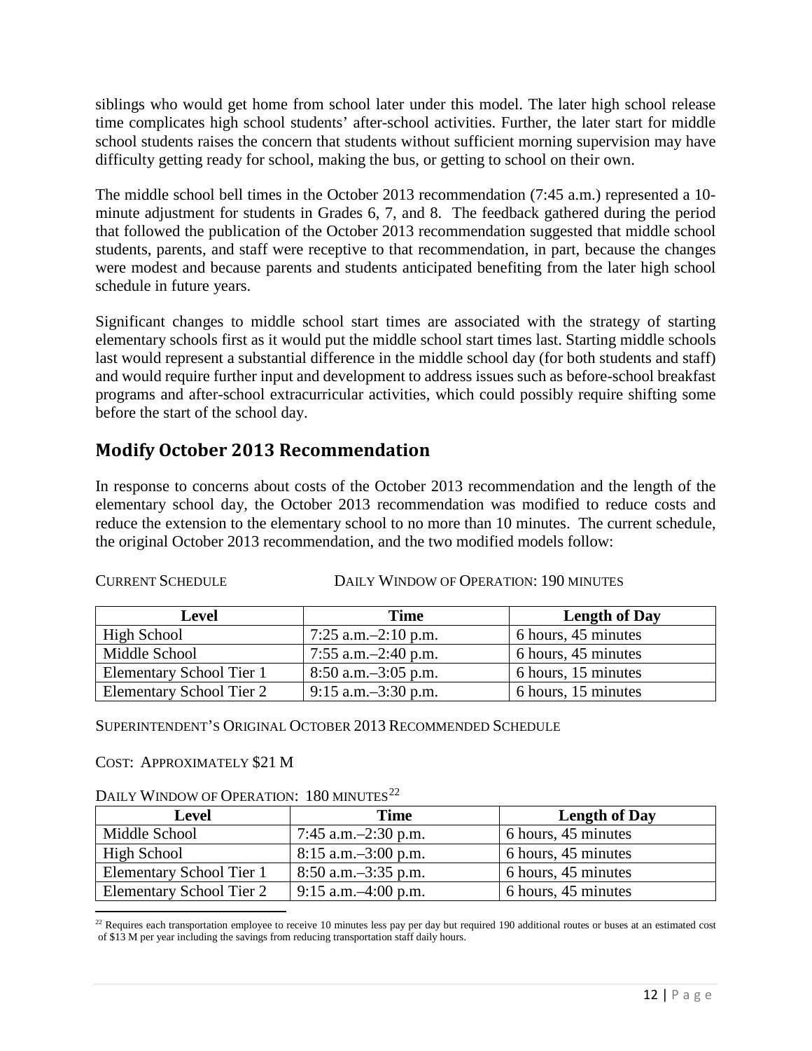siblings who would get home from school later under this model. The later high school release time complicates high school students' after-school activities. Further, the later start for middle school students raises the concern that students without sufficient morning supervision may have difficulty getting ready for school, making the bus, or getting to school on their own.

The middle school bell times in the October 2013 recommendation (7:45 a.m.) represented a 10-minute adjustment for students in Grades 6, 7, and 8. The feedback gathered during the period that followed the publication of the October 2013 recommendation suggested that middle school students, parents, and staff were receptive to that recommendation, in part, because the changes were modest and because parents and students anticipated benefiting from the later high school schedule in future years.

Significant changes to middle school start times are associated with the strategy of starting elementary schools first as it would put the middle school start times last. Starting middle schools last would represent a substantial difference in the middle school day (for both students and staff) and would require further input and development to address issues such as before-school breakfast programs and after-school extracurricular activities, which could possibly require shifting some before the start of the school day.

## Modify October 2013 Recommendation

In response to concerns about costs of the October 2013 recommendation and the length of the elementary school day, the October 2013 recommendation was modified to reduce costs and reduce the extension to the elementary school to no more than 10 minutes. The current schedule, the original October 2013 recommendation, and the two modified models follow:

CURRENT SCHEDULE DAILY WINDOW OF OPERATION: 190 MINUTES

| Level | Time | Length of Day |
|---|---|---|
| High School | 7:25 a.m.–2:10 p.m. | 6 hours, 45 minutes |
| Middle School | 7:55 a.m.–2:40 p.m. | 6 hours, 45 minutes |
| Elementary School Tier 1 | 8:50 a.m.–3:05 p.m. | 6 hours, 15 minutes |
| Elementary School Tier 2 | 9:15 a.m.–3:30 p.m. | 6 hours, 15 minutes |

SUPERINTENDENT'S ORIGINAL OCTOBER 2013 RECOMMENDED SCHEDULE

COST: APPROXIMATELY $21 M

DAILY WINDOW OF OPERATION: 180 MINUTES[22]

| Level | Time | Length of Day |
|---|---|---|
| Middle School | 7:45 a.m.–2:30 p.m. | 6 hours, 45 minutes |
| High School | 8:15 a.m.–3:00 p.m. | 6 hours, 45 minutes |
| Elementary School Tier 1 | 8:50 a.m.–3:35 p.m. | 6 hours, 45 minutes |
| Elementary School Tier 2 | 9:15 a.m.–4:00 p.m. | 6 hours, 45 minutes |

[22] Requires each transportation employee to receive 10 minutes less pay per day but required 190 additional routes or buses at an estimated cost of $13 M per year including the savings from reducing transportation staff daily hours.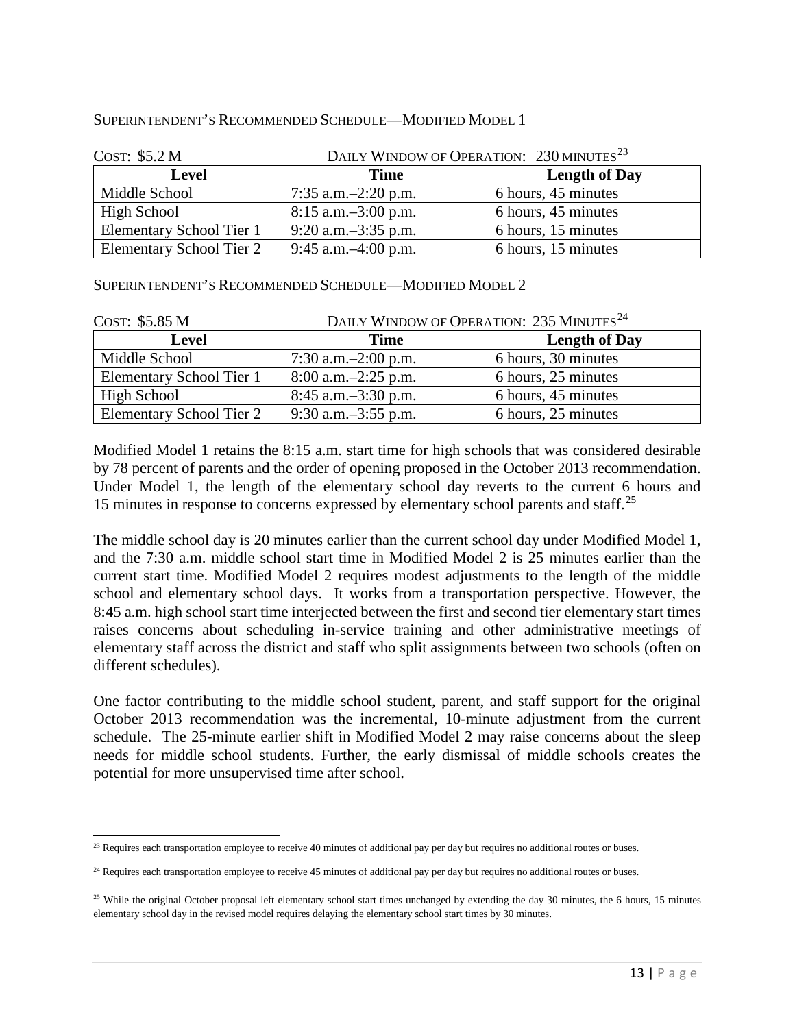SUPERINTENDENT'S RECOMMENDED SCHEDULE—MODIFIED MODEL 1

COST: $5.2 M DAILY WINDOW OF OPERATION: 230 MINUTES[23]

| Level | Time | Length of Day |
|---|---|---|
| Middle School | 7:35 a.m.–2:20 p.m. | 6 hours, 45 minutes |
| High School | 8:15 a.m.–3:00 p.m. | 6 hours, 45 minutes |
| Elementary School Tier 1 | 9:20 a.m.–3:35 p.m. | 6 hours, 15 minutes |
| Elementary School Tier 2 | 9:45 a.m.–4:00 p.m. | 6 hours, 15 minutes |

SUPERINTENDENT'S RECOMMENDED SCHEDULE—MODIFIED MODEL 2

COST: $5.85 M DAILY WINDOW OF OPERATION: 235 MINUTES[24]

| Level | Time | Length of Day |
|---|---|---|
| Middle School | 7:30 a.m.–2:00 p.m. | 6 hours, 30 minutes |
| Elementary School Tier 1 | 8:00 a.m.–2:25 p.m. | 6 hours, 25 minutes |
| High School | 8:45 a.m.–3:30 p.m. | 6 hours, 45 minutes |
| Elementary School Tier 2 | 9:30 a.m.–3:55 p.m. | 6 hours, 25 minutes |

Modified Model 1 retains the 8:15 a.m. start time for high schools that was considered desirable by 78 percent of parents and the order of opening proposed in the October 2013 recommendation. Under Model 1, the length of the elementary school day reverts to the current 6 hours and 15 minutes in response to concerns expressed by elementary school parents and staff.[25]

The middle school day is 20 minutes earlier than the current school day under Modified Model 1, and the 7:30 a.m. middle school start time in Modified Model 2 is 25 minutes earlier than the current start time. Modified Model 2 requires modest adjustments to the length of the middle school and elementary school days. It works from a transportation perspective. However, the 8:45 a.m. high school start time interjected between the first and second tier elementary start times raises concerns about scheduling in-service training and other administrative meetings of elementary staff across the district and staff who split assignments between two schools (often on different schedules).

One factor contributing to the middle school student, parent, and staff support for the original October 2013 recommendation was the incremental, 10-minute adjustment from the current schedule. The 25-minute earlier shift in Modified Model 2 may raise concerns about the sleep needs for middle school students. Further, the early dismissal of middle schools creates the potential for more unsupervised time after school.

---

[23] Requires each transportation employee to receive 40 minutes of additional pay per day but requires no additional routes or buses.

[24] Requires each transportation employee to receive 45 minutes of additional pay per day but requires no additional routes or buses.

[25] While the original October proposal left elementary school start times unchanged by extending the day 30 minutes, the 6 hours, 15 minutes elementary school day in the revised model requires delaying the elementary school start times by 30 minutes.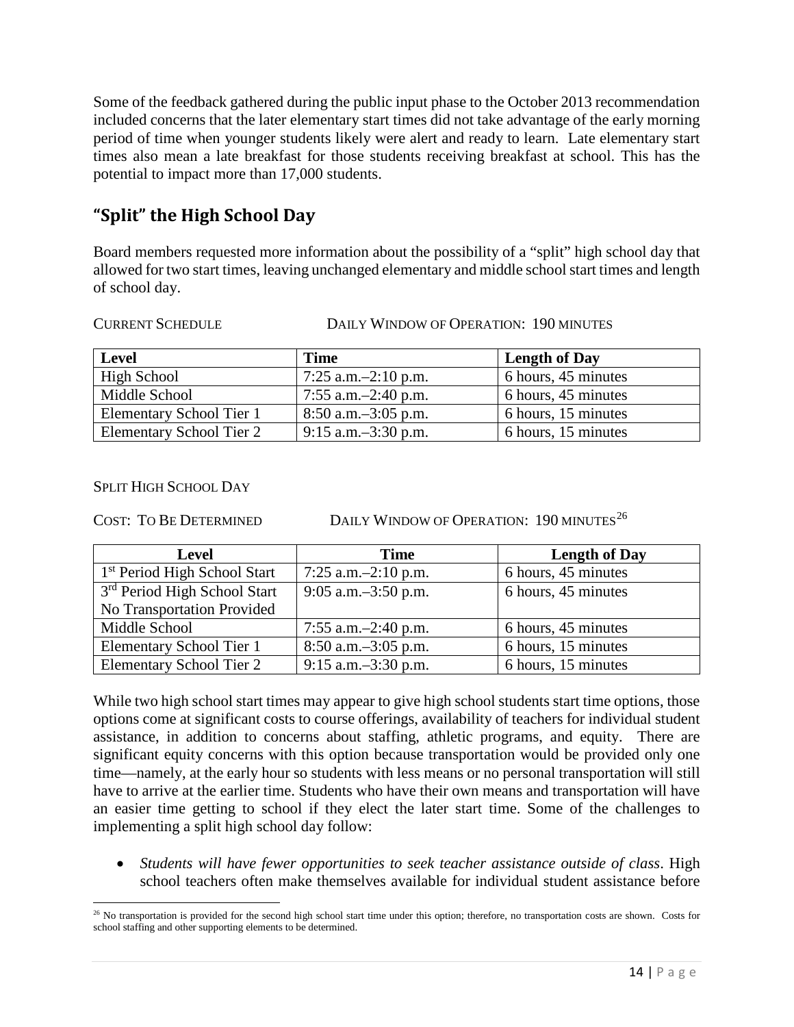Some of the feedback gathered during the public input phase to the October 2013 recommendation included concerns that the later elementary start times did not take advantage of the early morning period of time when younger students likely were alert and ready to learn. Late elementary start times also mean a late breakfast for those students receiving breakfast at school. This has the potential to impact more than 17,000 students.

## "Split" the High School Day

Board members requested more information about the possibility of a "split" high school day that allowed for two start times, leaving unchanged elementary and middle school start times and length of school day.

CURRENT SCHEDULE DAILY WINDOW OF OPERATION: 190 MINUTES

| Level | Time | Length of Day |
|---|---|---|
| High School | 7:25 a.m.–2:10 p.m. | 6 hours, 45 minutes |
| Middle School | 7:55 a.m.–2:40 p.m. | 6 hours, 45 minutes |
| Elementary School Tier 1 | 8:50 a.m.–3:05 p.m. | 6 hours, 15 minutes |
| Elementary School Tier 2 | 9:15 a.m.–3:30 p.m. | 6 hours, 15 minutes |

SPLIT HIGH SCHOOL DAY

COST: TO BE DETERMINED DAILY WINDOW OF OPERATION: 190 MINUTES[26]

| Level | Time | Length of Day |
|---|---|---|
| 1st Period High School Start | 7:25 a.m.–2:10 p.m. | 6 hours, 45 minutes |
| 3rd Period High School Start No Transportation Provided | 9:05 a.m.–3:50 p.m. | 6 hours, 45 minutes |
| Middle School | 7:55 a.m.–2:40 p.m. | 6 hours, 45 minutes |
| Elementary School Tier 1 | 8:50 a.m.–3:05 p.m. | 6 hours, 15 minutes |
| Elementary School Tier 2 | 9:15 a.m.–3:30 p.m. | 6 hours, 15 minutes |

While two high school start times may appear to give high school students start time options, those options come at significant costs to course offerings, availability of teachers for individual student assistance, in addition to concerns about staffing, athletic programs, and equity. There are significant equity concerns with this option because transportation would be provided only one time—namely, at the early hour so students with less means or no personal transportation will still have to arrive at the earlier time. Students who have their own means and transportation will have an easier time getting to school if they elect the later start time. Some of the challenges to implementing a split high school day follow:

- *Students will have fewer opportunities to seek teacher assistance outside of class*. High school teachers often make themselves available for individual student assistance before

[26] No transportation is provided for the second high school start time under this option; therefore, no transportation costs are shown. Costs for school staffing and other supporting elements to be determined.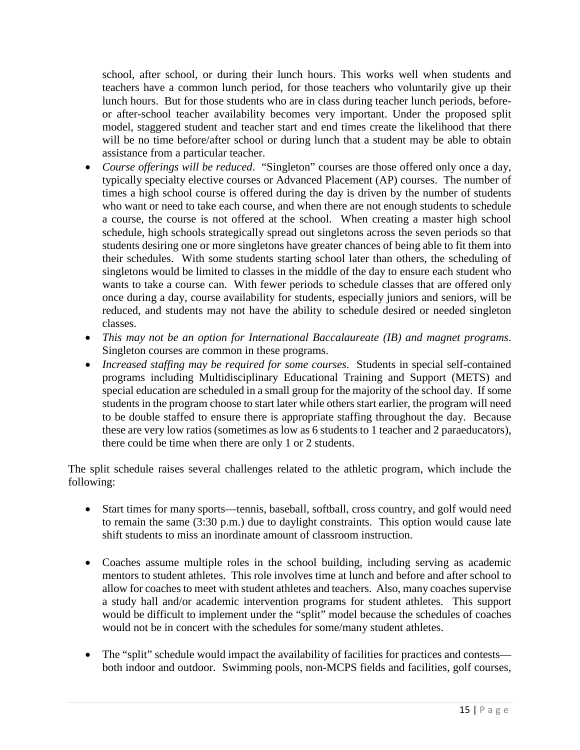school, after school, or during their lunch hours. This works well when students and teachers have a common lunch period, for those teachers who voluntarily give up their lunch hours. But for those students who are in class during teacher lunch periods, before- or after-school teacher availability becomes very important. Under the proposed split model, staggered student and teacher start and end times create the likelihood that there will be no time before/after school or during lunch that a student may be able to obtain assistance from a particular teacher.

- *Course offerings will be reduced*. "Singleton" courses are those offered only once a day, typically specialty elective courses or Advanced Placement (AP) courses. The number of times a high school course is offered during the day is driven by the number of students who want or need to take each course, and when there are not enough students to schedule a course, the course is not offered at the school. When creating a master high school schedule, high schools strategically spread out singletons across the seven periods so that students desiring one or more singletons have greater chances of being able to fit them into their schedules. With some students starting school later than others, the scheduling of singletons would be limited to classes in the middle of the day to ensure each student who wants to take a course can. With fewer periods to schedule classes that are offered only once during a day, course availability for students, especially juniors and seniors, will be reduced, and students may not have the ability to schedule desired or needed singleton classes.
- *This may not be an option for International Baccalaureate (IB) and magnet programs*. Singleton courses are common in these programs.
- *Increased staffing may be required for some courses*. Students in special self-contained programs including Multidisciplinary Educational Training and Support (METS) and special education are scheduled in a small group for the majority of the school day. If some students in the program choose to start later while others start earlier, the program will need to be double staffed to ensure there is appropriate staffing throughout the day. Because these are very low ratios (sometimes as low as 6 students to 1 teacher and 2 paraeducators), there could be time when there are only 1 or 2 students.

The split schedule raises several challenges related to the athletic program, which include the following:

- Start times for many sports—tennis, baseball, softball, cross country, and golf would need to remain the same (3:30 p.m.) due to daylight constraints. This option would cause late shift students to miss an inordinate amount of classroom instruction.

- Coaches assume multiple roles in the school building, including serving as academic mentors to student athletes. This role involves time at lunch and before and after school to allow for coaches to meet with student athletes and teachers. Also, many coaches supervise a study hall and/or academic intervention programs for student athletes. This support would be difficult to implement under the "split" model because the schedules of coaches would not be in concert with the schedules for some/many student athletes.

- The "split" schedule would impact the availability of facilities for practices and contests—both indoor and outdoor. Swimming pools, non-MCPS fields and facilities, golf courses,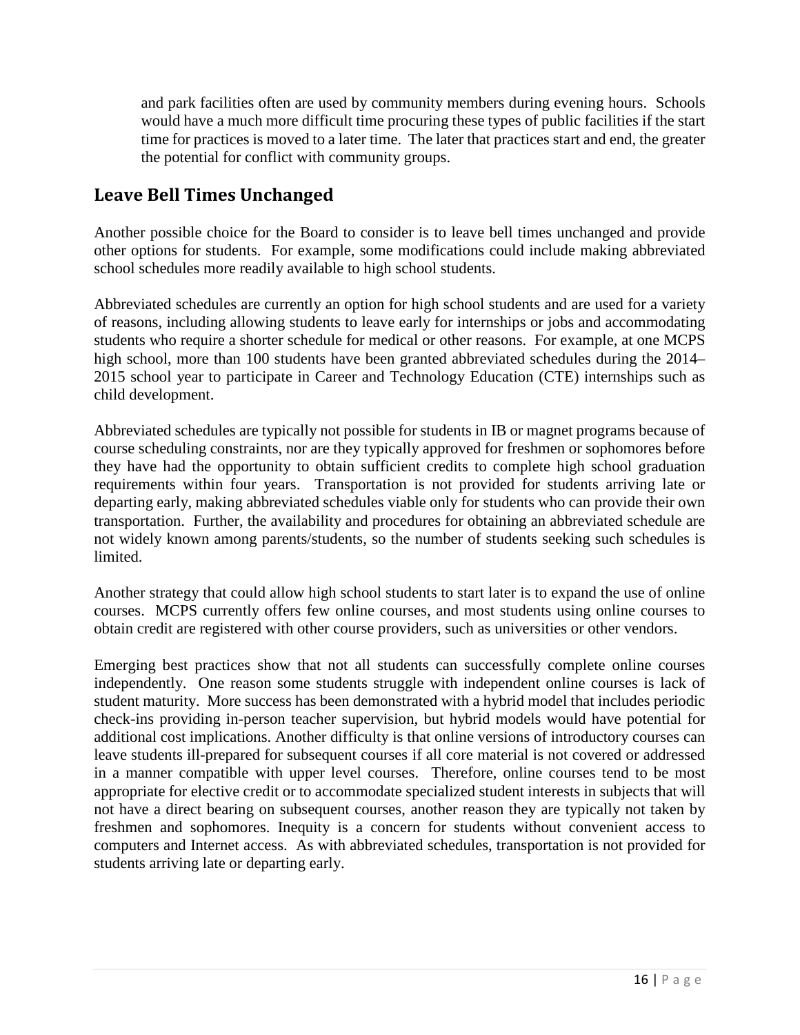and park facilities often are used by community members during evening hours. Schools would have a much more difficult time procuring these types of public facilities if the start time for practices is moved to a later time. The later that practices start and end, the greater the potential for conflict with community groups.

## Leave Bell Times Unchanged

Another possible choice for the Board to consider is to leave bell times unchanged and provide other options for students. For example, some modifications could include making abbreviated school schedules more readily available to high school students.

Abbreviated schedules are currently an option for high school students and are used for a variety of reasons, including allowing students to leave early for internships or jobs and accommodating students who require a shorter schedule for medical or other reasons. For example, at one MCPS high school, more than 100 students have been granted abbreviated schedules during the 2014–2015 school year to participate in Career and Technology Education (CTE) internships such as child development.

Abbreviated schedules are typically not possible for students in IB or magnet programs because of course scheduling constraints, nor are they typically approved for freshmen or sophomores before they have had the opportunity to obtain sufficient credits to complete high school graduation requirements within four years. Transportation is not provided for students arriving late or departing early, making abbreviated schedules viable only for students who can provide their own transportation. Further, the availability and procedures for obtaining an abbreviated schedule are not widely known among parents/students, so the number of students seeking such schedules is limited.

Another strategy that could allow high school students to start later is to expand the use of online courses. MCPS currently offers few online courses, and most students using online courses to obtain credit are registered with other course providers, such as universities or other vendors.

Emerging best practices show that not all students can successfully complete online courses independently. One reason some students struggle with independent online courses is lack of student maturity. More success has been demonstrated with a hybrid model that includes periodic check-ins providing in-person teacher supervision, but hybrid models would have potential for additional cost implications. Another difficulty is that online versions of introductory courses can leave students ill-prepared for subsequent courses if all core material is not covered or addressed in a manner compatible with upper level courses. Therefore, online courses tend to be most appropriate for elective credit or to accommodate specialized student interests in subjects that will not have a direct bearing on subsequent courses, another reason they are typically not taken by freshmen and sophomores. Inequity is a concern for students without convenient access to computers and Internet access. As with abbreviated schedules, transportation is not provided for students arriving late or departing early.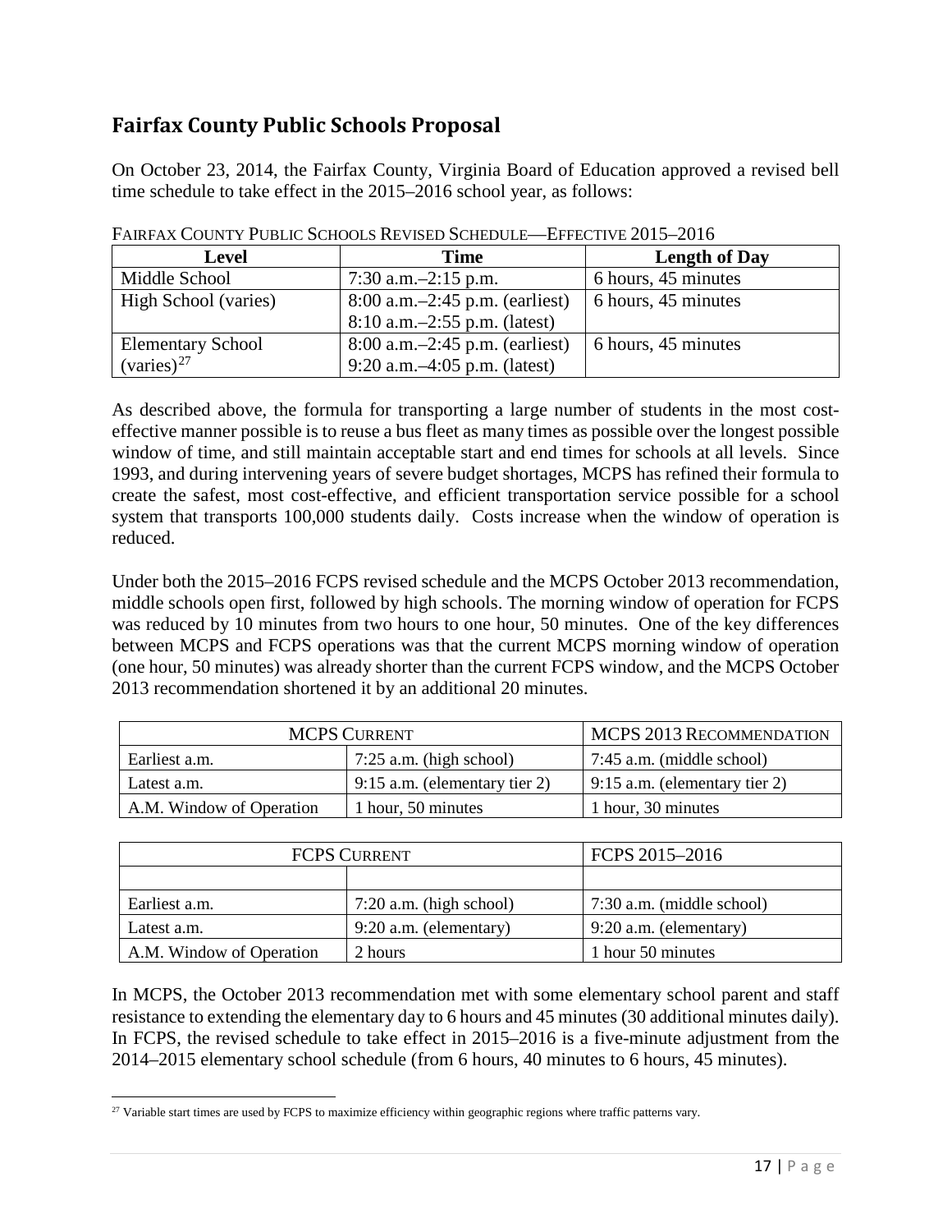## Fairfax County Public Schools Proposal

On October 23, 2014, the Fairfax County, Virginia Board of Education approved a revised bell time schedule to take effect in the 2015–2016 school year, as follows:

FAIRFAX COUNTY PUBLIC SCHOOLS REVISED SCHEDULE—EFFECTIVE 2015–2016

| Level | Time | Length of Day |
|---|---|---|
| Middle School | 7:30 a.m.–2:15 p.m. | 6 hours, 45 minutes |
| High School (varies) | 8:00 a.m.–2:45 p.m. (earliest)<br>8:10 a.m.–2:55 p.m. (latest) | 6 hours, 45 minutes |
| Elementary School (varies)[27] | 8:00 a.m.–2:45 p.m. (earliest)<br>9:20 a.m.–4:05 p.m. (latest) | 6 hours, 45 minutes |

As described above, the formula for transporting a large number of students in the most cost-effective manner possible is to reuse a bus fleet as many times as possible over the longest possible window of time, and still maintain acceptable start and end times for schools at all levels. Since 1993, and during intervening years of severe budget shortages, MCPS has refined their formula to create the safest, most cost-effective, and efficient transportation service possible for a school system that transports 100,000 students daily. Costs increase when the window of operation is reduced.

Under both the 2015–2016 FCPS revised schedule and the MCPS October 2013 recommendation, middle schools open first, followed by high schools. The morning window of operation for FCPS was reduced by 10 minutes from two hours to one hour, 50 minutes. One of the key differences between MCPS and FCPS operations was that the current MCPS morning window of operation (one hour, 50 minutes) was already shorter than the current FCPS window, and the MCPS October 2013 recommendation shortened it by an additional 20 minutes.

| MCPS CURRENT | | MCPS 2013 RECOMMENDATION |
|---|---|---|
| Earliest a.m. | 7:25 a.m. (high school) | 7:45 a.m. (middle school) |
| Latest a.m. | 9:15 a.m. (elementary tier 2) | 9:15 a.m. (elementary tier 2) |
| A.M. Window of Operation | 1 hour, 50 minutes | 1 hour, 30 minutes |

| FCPS CURRENT | | FCPS 2015–2016 |
|---|---|---|
| | | |
| Earliest a.m. | 7:20 a.m. (high school) | 7:30 a.m. (middle school) |
| Latest a.m. | 9:20 a.m. (elementary) | 9:20 a.m. (elementary) |
| A.M. Window of Operation | 2 hours | 1 hour 50 minutes |

In MCPS, the October 2013 recommendation met with some elementary school parent and staff resistance to extending the elementary day to 6 hours and 45 minutes (30 additional minutes daily). In FCPS, the revised schedule to take effect in 2015–2016 is a five-minute adjustment from the 2014–2015 elementary school schedule (from 6 hours, 40 minutes to 6 hours, 45 minutes).

[27] Variable start times are used by FCPS to maximize efficiency within geographic regions where traffic patterns vary.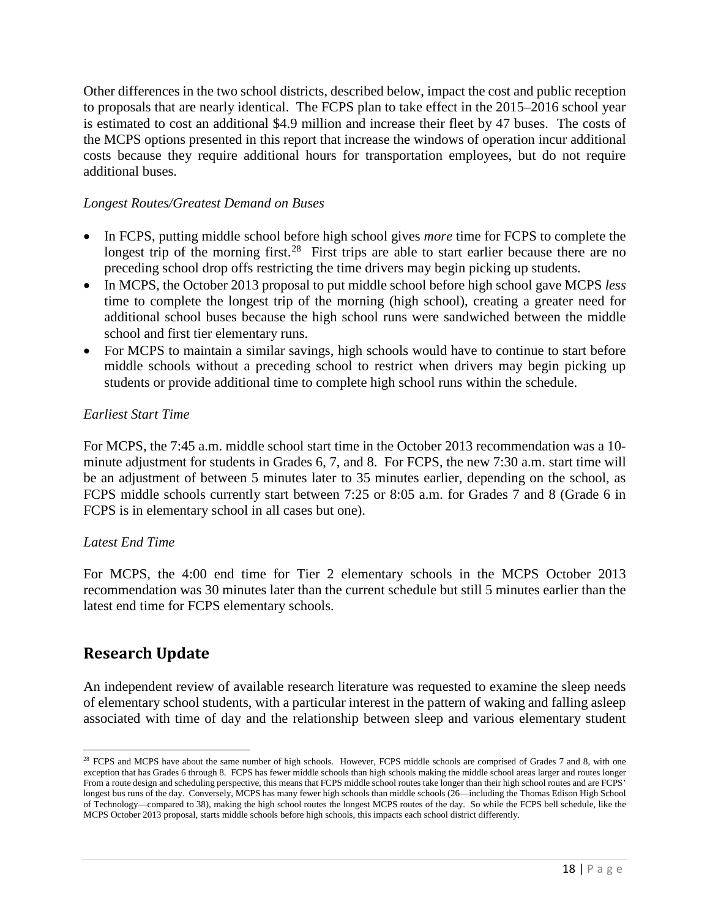Other differences in the two school districts, described below, impact the cost and public reception to proposals that are nearly identical. The FCPS plan to take effect in the 2015–2016 school year is estimated to cost an additional $4.9 million and increase their fleet by 47 buses. The costs of the MCPS options presented in this report that increase the windows of operation incur additional costs because they require additional hours for transportation employees, but do not require additional buses.

*Longest Routes/Greatest Demand on Buses*

- In FCPS, putting middle school before high school gives *more* time for FCPS to complete the longest trip of the morning first.[28] First trips are able to start earlier because there are no preceding school drop offs restricting the time drivers may begin picking up students.
- In MCPS, the October 2013 proposal to put middle school before high school gave MCPS *less* time to complete the longest trip of the morning (high school), creating a greater need for additional school buses because the high school runs were sandwiched between the middle school and first tier elementary runs.
- For MCPS to maintain a similar savings, high schools would have to continue to start before middle schools without a preceding school to restrict when drivers may begin picking up students or provide additional time to complete high school runs within the schedule.

*Earliest Start Time*

For MCPS, the 7:45 a.m. middle school start time in the October 2013 recommendation was a 10-minute adjustment for students in Grades 6, 7, and 8. For FCPS, the new 7:30 a.m. start time will be an adjustment of between 5 minutes later to 35 minutes earlier, depending on the school, as FCPS middle schools currently start between 7:25 or 8:05 a.m. for Grades 7 and 8 (Grade 6 in FCPS is in elementary school in all cases but one).

*Latest End Time*

For MCPS, the 4:00 end time for Tier 2 elementary schools in the MCPS October 2013 recommendation was 30 minutes later than the current schedule but still 5 minutes earlier than the latest end time for FCPS elementary schools.

## Research Update

An independent review of available research literature was requested to examine the sleep needs of elementary school students, with a particular interest in the pattern of waking and falling asleep associated with time of day and the relationship between sleep and various elementary student

---

[28] FCPS and MCPS have about the same number of high schools. However, FCPS middle schools are comprised of Grades 7 and 8, with one exception that has Grades 6 through 8. FCPS has fewer middle schools than high schools making the middle school areas larger and routes longer From a route design and scheduling perspective, this means that FCPS middle school routes take longer than their high school routes and are FCPS' longest bus runs of the day. Conversely, MCPS has many fewer high schools than middle schools (26—including the Thomas Edison High School of Technology—compared to 38), making the high school routes the longest MCPS routes of the day. So while the FCPS bell schedule, like the MCPS October 2013 proposal, starts middle schools before high schools, this impacts each school district differently.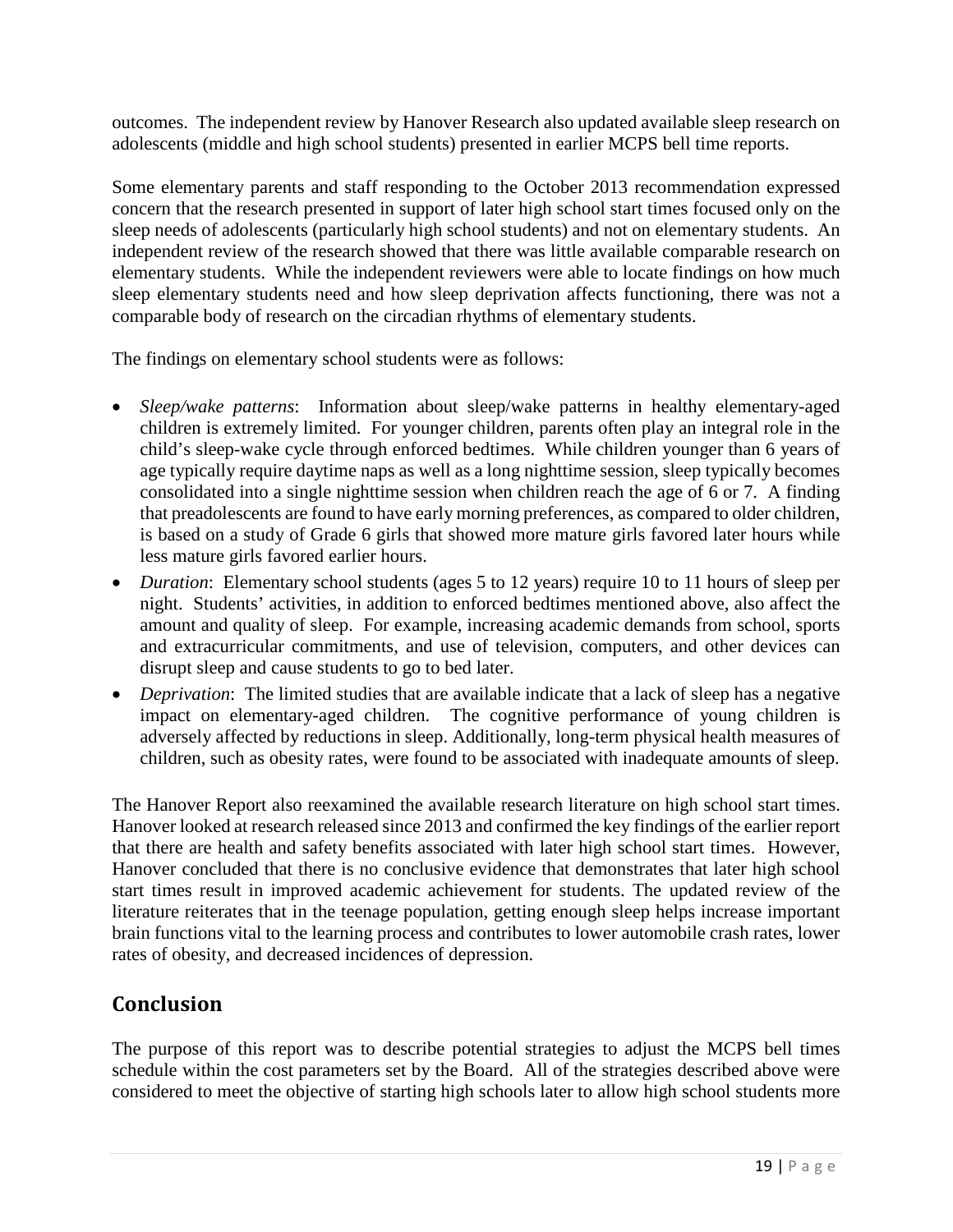outcomes. The independent review by Hanover Research also updated available sleep research on adolescents (middle and high school students) presented in earlier MCPS bell time reports.

Some elementary parents and staff responding to the October 2013 recommendation expressed concern that the research presented in support of later high school start times focused only on the sleep needs of adolescents (particularly high school students) and not on elementary students. An independent review of the research showed that there was little available comparable research on elementary students. While the independent reviewers were able to locate findings on how much sleep elementary students need and how sleep deprivation affects functioning, there was not a comparable body of research on the circadian rhythms of elementary students.

The findings on elementary school students were as follows:

- *Sleep/wake patterns*: Information about sleep/wake patterns in healthy elementary-aged children is extremely limited. For younger children, parents often play an integral role in the child's sleep-wake cycle through enforced bedtimes. While children younger than 6 years of age typically require daytime naps as well as a long nighttime session, sleep typically becomes consolidated into a single nighttime session when children reach the age of 6 or 7. A finding that preadolescents are found to have early morning preferences, as compared to older children, is based on a study of Grade 6 girls that showed more mature girls favored later hours while less mature girls favored earlier hours.
- *Duration*: Elementary school students (ages 5 to 12 years) require 10 to 11 hours of sleep per night. Students' activities, in addition to enforced bedtimes mentioned above, also affect the amount and quality of sleep. For example, increasing academic demands from school, sports and extracurricular commitments, and use of television, computers, and other devices can disrupt sleep and cause students to go to bed later.
- *Deprivation*: The limited studies that are available indicate that a lack of sleep has a negative impact on elementary-aged children. The cognitive performance of young children is adversely affected by reductions in sleep. Additionally, long-term physical health measures of children, such as obesity rates, were found to be associated with inadequate amounts of sleep.

The Hanover Report also reexamined the available research literature on high school start times. Hanover looked at research released since 2013 and confirmed the key findings of the earlier report that there are health and safety benefits associated with later high school start times. However, Hanover concluded that there is no conclusive evidence that demonstrates that later high school start times result in improved academic achievement for students. The updated review of the literature reiterates that in the teenage population, getting enough sleep helps increase important brain functions vital to the learning process and contributes to lower automobile crash rates, lower rates of obesity, and decreased incidences of depression.

## Conclusion

The purpose of this report was to describe potential strategies to adjust the MCPS bell times schedule within the cost parameters set by the Board. All of the strategies described above were considered to meet the objective of starting high schools later to allow high school students more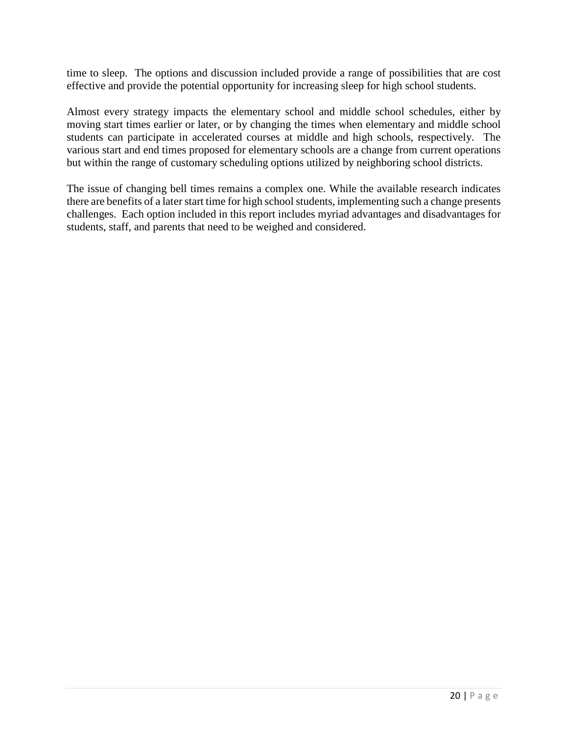time to sleep. The options and discussion included provide a range of possibilities that are cost effective and provide the potential opportunity for increasing sleep for high school students.

Almost every strategy impacts the elementary school and middle school schedules, either by moving start times earlier or later, or by changing the times when elementary and middle school students can participate in accelerated courses at middle and high schools, respectively. The various start and end times proposed for elementary schools are a change from current operations but within the range of customary scheduling options utilized by neighboring school districts.

The issue of changing bell times remains a complex one. While the available research indicates there are benefits of a later start time for high school students, implementing such a change presents challenges. Each option included in this report includes myriad advantages and disadvantages for students, staff, and parents that need to be weighed and considered.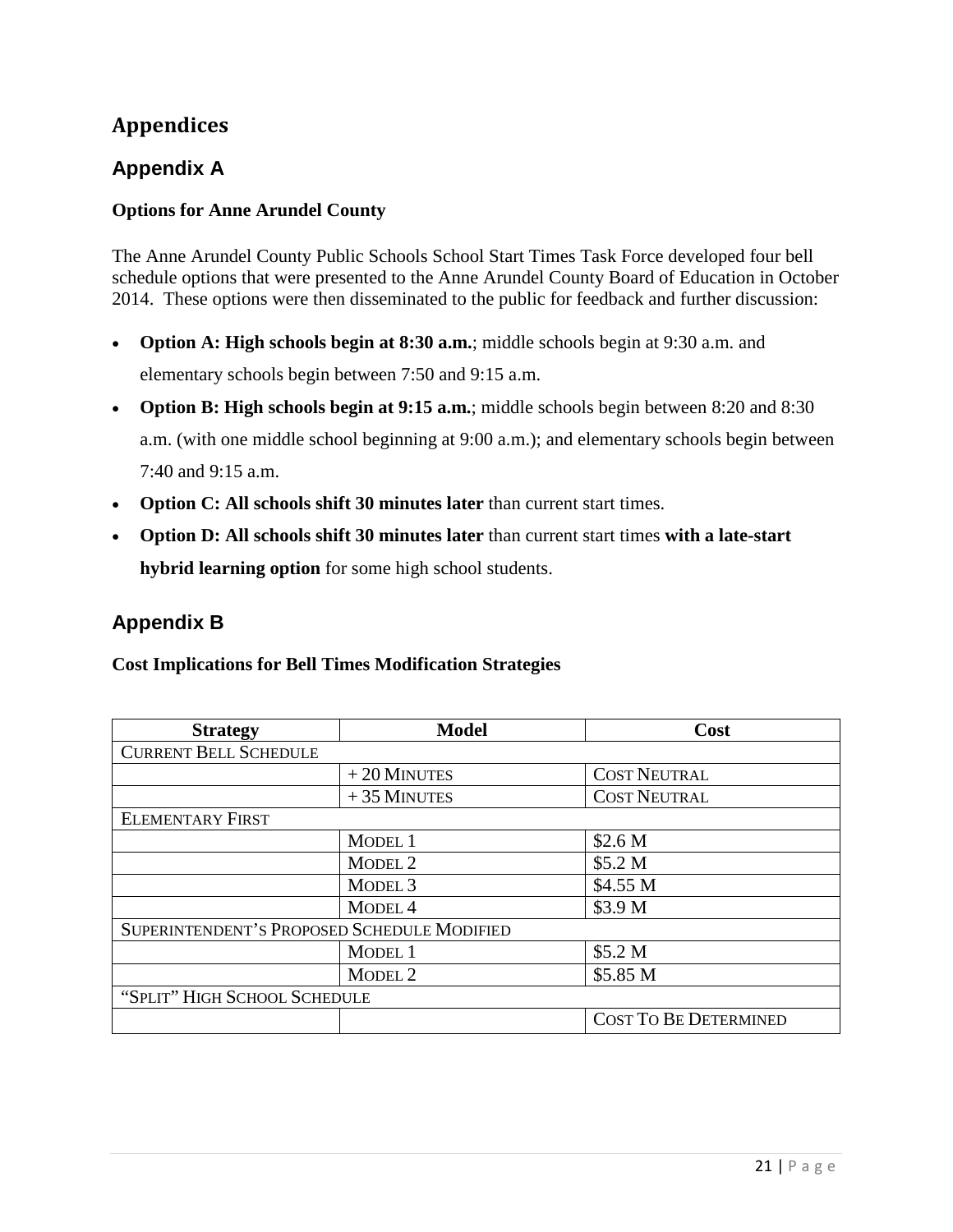# Appendices

## Appendix A

**Options for Anne Arundel County**

The Anne Arundel County Public Schools School Start Times Task Force developed four bell schedule options that were presented to the Anne Arundel County Board of Education in October 2014. These options were then disseminated to the public for feedback and further discussion:

- **Option A: High schools begin at 8:30 a.m.**; middle schools begin at 9:30 a.m. and elementary schools begin between 7:50 and 9:15 a.m.
- **Option B: High schools begin at 9:15 a.m.**; middle schools begin between 8:20 and 8:30 a.m. (with one middle school beginning at 9:00 a.m.); and elementary schools begin between 7:40 and 9:15 a.m.
- **Option C: All schools shift 30 minutes later** than current start times.
- **Option D: All schools shift 30 minutes later** than current start times **with a late-start hybrid learning option** for some high school students.

## Appendix B

**Cost Implications for Bell Times Modification Strategies**

| Strategy | Model | Cost |
|---|---|---|
| Current Bell Schedule | | |
| | + 20 Minutes | Cost Neutral |
| | + 35 Minutes | Cost Neutral |
| Elementary First | | |
| | Model 1 | $2.6 M |
| | Model 2 | $5.2 M |
| | Model 3 | $4.55 M |
| | Model 4 | $3.9 M |
| Superintendent's Proposed Schedule Modified | | |
| | Model 1 | $5.2 M |
| | Model 2 | $5.85 M |
| "Split" High School Schedule | | |
| | | Cost To Be Determined |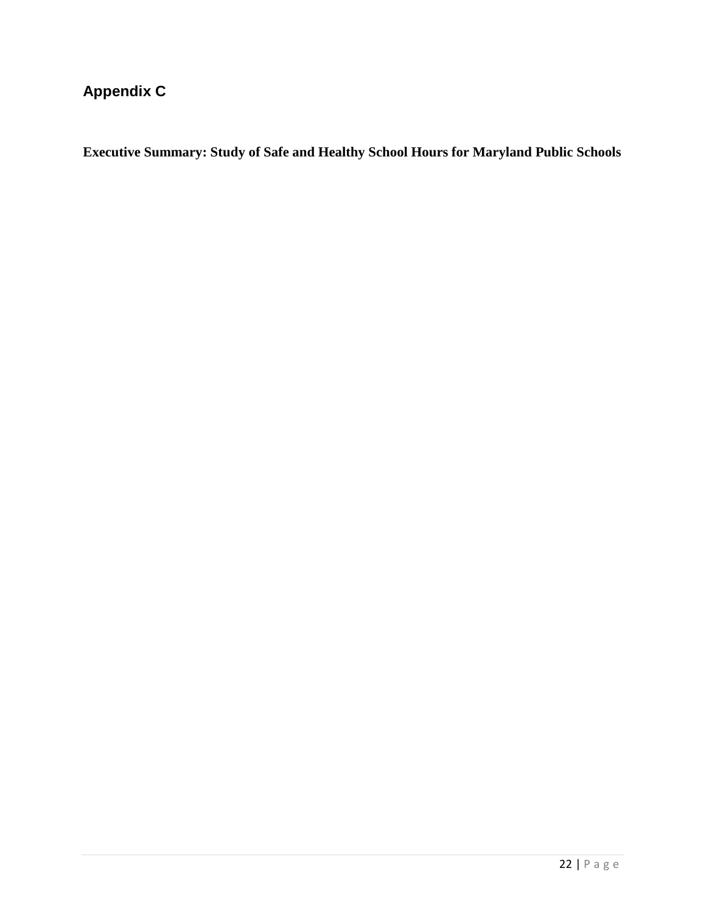## Appendix C

**Executive Summary: Study of Safe and Healthy School Hours for Maryland Public Schools**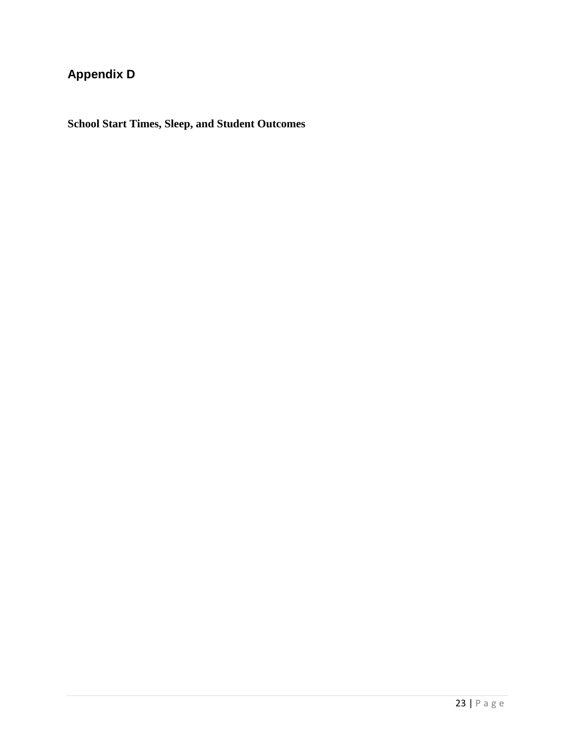## Appendix D

**School Start Times, Sleep, and Student Outcomes**